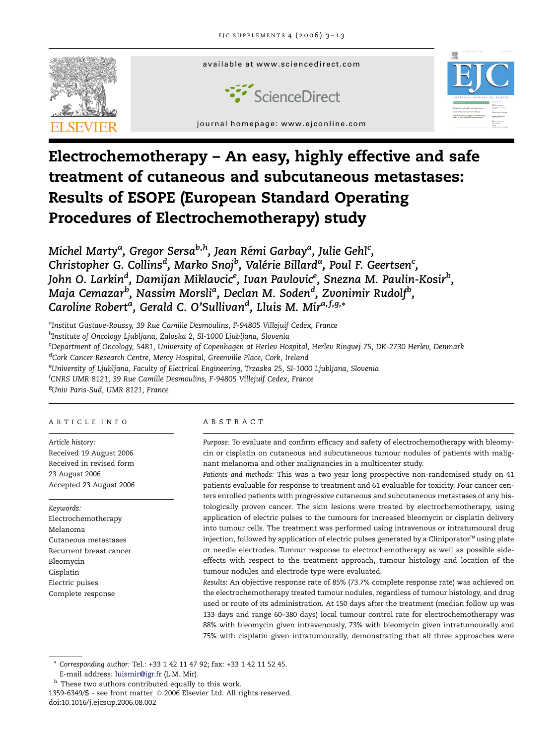# Electrochemotherapy – An easy, highly effective and safe treatment of cutaneous and subcutaneous metastases: Results of ESOPE (European Standard Operating Procedures of Electrochemotherapy) study

*Michel Marty[a], Gregor Sersa[b,h], Jean Rémi Garbay[a], Julie Gehl[c], Christopher G. Collins[d], Marko Snoj[b], Valérie Billard[a], Poul F. Geertsen[c], John O. Larkin[d], Damijan Miklavcic[e], Ivan Pavlovic[e], Snezna M. Paulin-Kosir[b], Maja Cemazar[b], Nassim Morsli[a], Declan M. Soden[d], Zvonimir Rudolf[b], Caroline Robert[a], Gerald C. O'Sullivan[d], Lluis M. Mir[a,f,g,*]*

[a]*Institut Gustave-Roussy, 39 Rue Camille Desmoulins, F-94805 Villejuif Cedex, France*
[b]*Institute of Oncology Ljubljana, Zaloska 2, SI-1000 Ljubljana, Slovenia*
[c]*Department of Oncology, 54B1, University of Copenhagen at Herlev Hospital, Herlev Ringvej 75, DK-2730 Herlev, Denmark*
[d]*Cork Cancer Research Centre, Mercy Hospital, Greenville Place, Cork, Ireland*
[e]*University of Ljubljana, Faculty of Electrical Engineering, Trzaska 25, SI-1000 Ljubljana, Slovenia*
[f]*CNRS UMR 8121, 39 Rue Camille Desmoulins, F-94805 Villejuif Cedex, France*
[g]*Univ Paris-Sud, UMR 8121, France*

## ARTICLE INFO

*Article history:*
Received 19 August 2006
Received in revised form 23 August 2006
Accepted 23 August 2006

*Keywords:*
Electrochemotherapy
Melanoma
Cutaneous metastases
Recurrent breast cancer
Bleomycin
Cisplatin
Electric pulses
Complete response

## ABSTRACT

*Purpose:* To evaluate and confirm efficacy and safety of electrochemotherapy with bleomycin or cisplatin on cutaneous and subcutaneous tumour nodules of patients with malignant melanoma and other malignancies in a multicenter study.

*Patients and methods:* This was a two year long prospective non-randomised study on 41 patients evaluable for response to treatment and 61 evaluable for toxicity. Four cancer centers enrolled patients with progressive cutaneous and subcutaneous metastases of any histologically proven cancer. The skin lesions were treated by electrochemotherapy, using application of electric pulses to the tumours for increased bleomycin or cisplatin delivery into tumour cells. The treatment was performed using intravenous or intratumoural drug injection, followed by application of electric pulses generated by a Cliniporator™ using plate or needle electrodes. Tumour response to electrochemotherapy as well as possible side-effects with respect to the treatment approach, tumour histology and location of the tumour nodules and electrode type were evaluated.

*Results:* An objective response rate of 85% (73.7% complete response rate) was achieved on the electrochemotherapy treated tumour nodules, regardless of tumour histology, and drug used or route of its administration. At 150 days after the treatment (median follow up was 133 days and range 60–380 days) local tumour control rate for electrochemotherapy was 88% with bleomycin given intravenously, 73% with bleomycin given intratumourally and 75% with cisplatin given intratumourally, demonstrating that all three approaches were

\* *Corresponding author:* Tel.: +33 1 42 11 47 92; fax: +33 1 42 11 52 45.
E-mail address: luismir@igr.fr (L.M. Mir).
[h] These two authors contributed equally to this work.
1359-6349/$ - see front matter © 2006 Elsevier Ltd. All rights reserved.
doi:10.1016/j.ejcsup.2006.08.002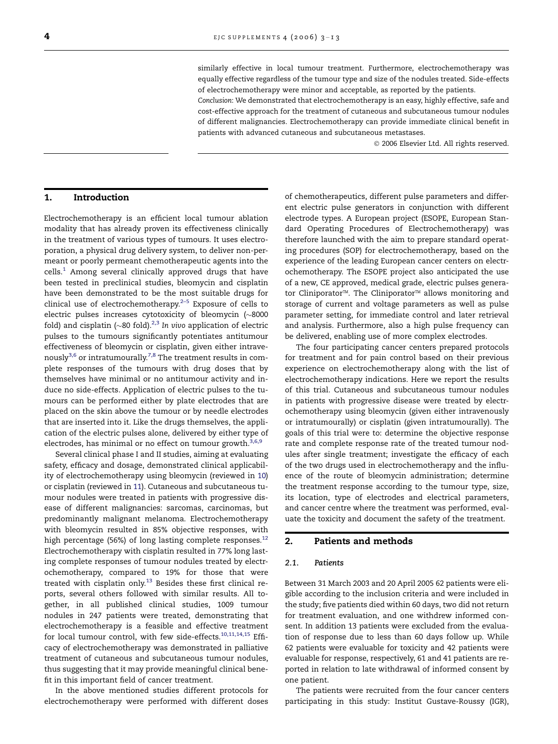similarly effective in local tumour treatment. Furthermore, electrochemotherapy was equally effective regardless of the tumour type and size of the nodules treated. Side-effects of electrochemotherapy were minor and acceptable, as reported by the patients.

*Conclusion*: We demonstrated that electrochemotherapy is an easy, highly effective, safe and cost-effective approach for the treatment of cutaneous and subcutaneous tumour nodules of different malignancies. Electrochemotherapy can provide immediate clinical benefit in patients with advanced cutaneous and subcutaneous metastases.

© 2006 Elsevier Ltd. All rights reserved.

## 1. Introduction

Electrochemotherapy is an efficient local tumour ablation modality that has already proven its effectiveness clinically in the treatment of various types of tumours. It uses electroporation, a physical drug delivery system, to deliver non-permeant or poorly permeant chemotherapeutic agents into the cells.[1] Among several clinically approved drugs that have been tested in preclinical studies, bleomycin and cisplatin have been demonstrated to be the most suitable drugs for clinical use of electrochemotherapy.[2–5] Exposure of cells to electric pulses increases cytotoxicity of bleomycin (~8000 fold) and cisplatin (~80 fold).[2,3] *In vivo* application of electric pulses to the tumours significantly potentiates antitumour effectiveness of bleomycin or cisplatin, given either intravenously[3,6] or intratumourally.[7,8] The treatment results in complete responses of the tumours with drug doses that by themselves have minimal or no antitumour activity and induce no side-effects. Application of electric pulses to the tumours can be performed either by plate electrodes that are placed on the skin above the tumour or by needle electrodes that are inserted into it. Like the drugs themselves, the application of the electric pulses alone, delivered by either type of electrodes, has minimal or no effect on tumour growth.[3,6,9]

Several clinical phase I and II studies, aiming at evaluating safety, efficacy and dosage, demonstrated clinical applicability of electrochemotherapy using bleomycin (reviewed in 10) or cisplatin (reviewed in 11). Cutaneous and subcutaneous tumour nodules were treated in patients with progressive disease of different malignancies: sarcomas, carcinomas, but predominantly malignant melanoma. Electrochemotherapy with bleomycin resulted in 85% objective responses, with high percentage (56%) of long lasting complete responses.[12] Electrochemotherapy with cisplatin resulted in 77% long lasting complete responses of tumour nodules treated by electrochemotherapy, compared to 19% for those that were treated with cisplatin only.[13] Besides these first clinical reports, several others followed with similar results. All together, in all published clinical studies, 1009 tumour nodules in 247 patients were treated, demonstrating that electrochemotherapy is a feasible and effective treatment for local tumour control, with few side-effects.[10,11,14,15] Efficacy of electrochemotherapy was demonstrated in palliative treatment of cutaneous and subcutaneous tumour nodules, thus suggesting that it may provide meaningful clinical benefit in this important field of cancer treatment.

In the above mentioned studies different protocols for electrochemotherapy were performed with different doses of chemotherapeutics, different pulse parameters and different electric pulse generators in conjunction with different electrode types. A European project (ESOPE, European Standard Operating Procedures of Electrochemotherapy) was therefore launched with the aim to prepare standard operating procedures (SOP) for electrochemotherapy, based on the experience of the leading European cancer centers on electrochemotherapy. The ESOPE project also anticipated the use of a new, CE approved, medical grade, electric pulses generator Cliniporator™. The Cliniporator™ allows monitoring and storage of current and voltage parameters as well as pulse parameter setting, for immediate control and later retrieval and analysis. Furthermore, also a high pulse frequency can be delivered, enabling use of more complex electrodes.

The four participating cancer centers prepared protocols for treatment and for pain control based on their previous experience on electrochemotherapy along with the list of electrochemotherapy indications. Here we report the results of this trial. Cutaneous and subcutaneous tumour nodules in patients with progressive disease were treated by electrochemotherapy using bleomycin (given either intravenously or intratumourally) or cisplatin (given intratumourally). The goals of this trial were to: determine the objective response rate and complete response rate of the treated tumour nodules after single treatment; investigate the efficacy of each of the two drugs used in electrochemotherapy and the influence of the route of bleomycin administration; determine the treatment response according to the tumour type, size, its location, type of electrodes and electrical parameters, and cancer centre where the treatment was performed, evaluate the toxicity and document the safety of the treatment.

## 2. Patients and methods

### 2.1. Patients

Between 31 March 2003 and 20 April 2005 62 patients were eligible according to the inclusion criteria and were included in the study; five patients died within 60 days, two did not return for treatment evaluation, and one withdrew informed consent. In addition 13 patients were excluded from the evaluation of response due to less than 60 days follow up. While 62 patients were evaluable for toxicity and 42 patients were evaluable for response, respectively, 61 and 41 patients are reported in relation to late withdrawal of informed consent by one patient.

The patients were recruited from the four cancer centers participating in this study: Institut Gustave-Roussy (IGR),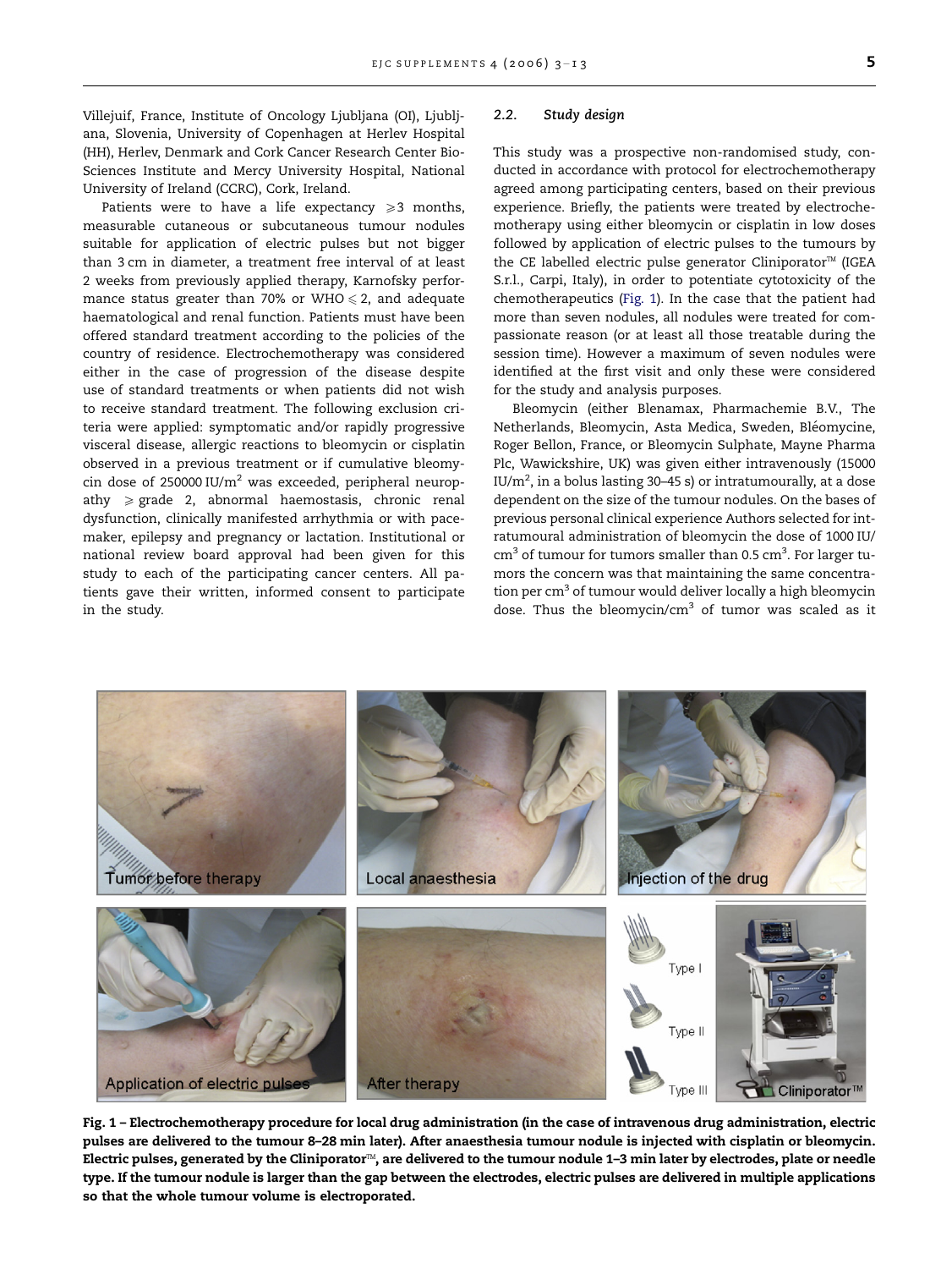Villejuif, France, Institute of Oncology Ljubljana (OI), Ljubljana, Slovenia, University of Copenhagen at Herlev Hospital (HH), Herlev, Denmark and Cork Cancer Research Center Bio-Sciences Institute and Mercy University Hospital, National University of Ireland (CCRC), Cork, Ireland.

Patients were to have a life expectancy $\geqslant 3$ months, measurable cutaneous or subcutaneous tumour nodules suitable for application of electric pulses but not bigger than 3 cm in diameter, a treatment free interval of at least 2 weeks from previously applied therapy, Karnofsky performance status greater than 70% or WHO $\leqslant 2$, and adequate haematological and renal function. Patients must have been offered standard treatment according to the policies of the country of residence. Electrochemotherapy was considered either in the case of progression of the disease despite use of standard treatments or when patients did not wish to receive standard treatment. The following exclusion criteria were applied: symptomatic and/or rapidly progressive visceral disease, allergic reactions to bleomycin or cisplatin observed in a previous treatment or if cumulative bleomycin dose of 250000 IU/$m^2$ was exceeded, peripheral neuropathy $\geqslant$ grade 2, abnormal haemostasis, chronic renal dysfunction, clinically manifested arrhythmia or with pacemaker, epilepsy and pregnancy or lactation. Institutional or national review board approval had been given for this study to each of the participating cancer centers. All patients gave their written, informed consent to participate in the study.

### 2.2. Study design

This study was a prospective non-randomised study, conducted in accordance with protocol for electrochemotherapy agreed among participating centers, based on their previous experience. Briefly, the patients were treated by electrochemotherapy using either bleomycin or cisplatin in low doses followed by application of electric pulses to the tumours by the CE labelled electric pulse generator Cliniporator™ (IGEA S.r.l., Carpi, Italy), in order to potentiate cytotoxicity of the chemotherapeutics (Fig. 1). In the case that the patient had more than seven nodules, all nodules were treated for compassionate reason (or at least all those treatable during the session time). However a maximum of seven nodules were identified at the first visit and only these were considered for the study and analysis purposes.

Bleomycin (either Blenamax, Pharmachemie B.V., The Netherlands, Bleomycin, Asta Medica, Sweden, Bléomycine, Roger Bellon, France, or Bleomycin Sulphate, Mayne Pharma Plc, Wawickshire, UK) was given either intravenously (15000 IU/$m^2$, in a bolus lasting 30–45 s) or intratumourally, at a dose dependent on the size of the tumour nodules. On the bases of previous personal clinical experience Authors selected for intratumoural administration of bleomycin the dose of 1000 IU/$cm^3$ of tumour for tumors smaller than 0.5 $cm^3$. For larger tumors the concern was that maintaining the same concentration per $cm^3$ of tumour would deliver locally a high bleomycin dose. Thus the bleomycin/$cm^3$ of tumor was scaled as it

**Fig. 1 – Electrochemotherapy procedure for local drug administration (in the case of intravenous drug administration, electric pulses are delivered to the tumour 8–28 min later). After anaesthesia tumour nodule is injected with cisplatin or bleomycin. Electric pulses, generated by the Cliniporator™, are delivered to the tumour nodule 1–3 min later by electrodes, plate or needle type. If the tumour nodule is larger than the gap between the electrodes, electric pulses are delivered in multiple applications so that the whole tumour volume is electroporated.**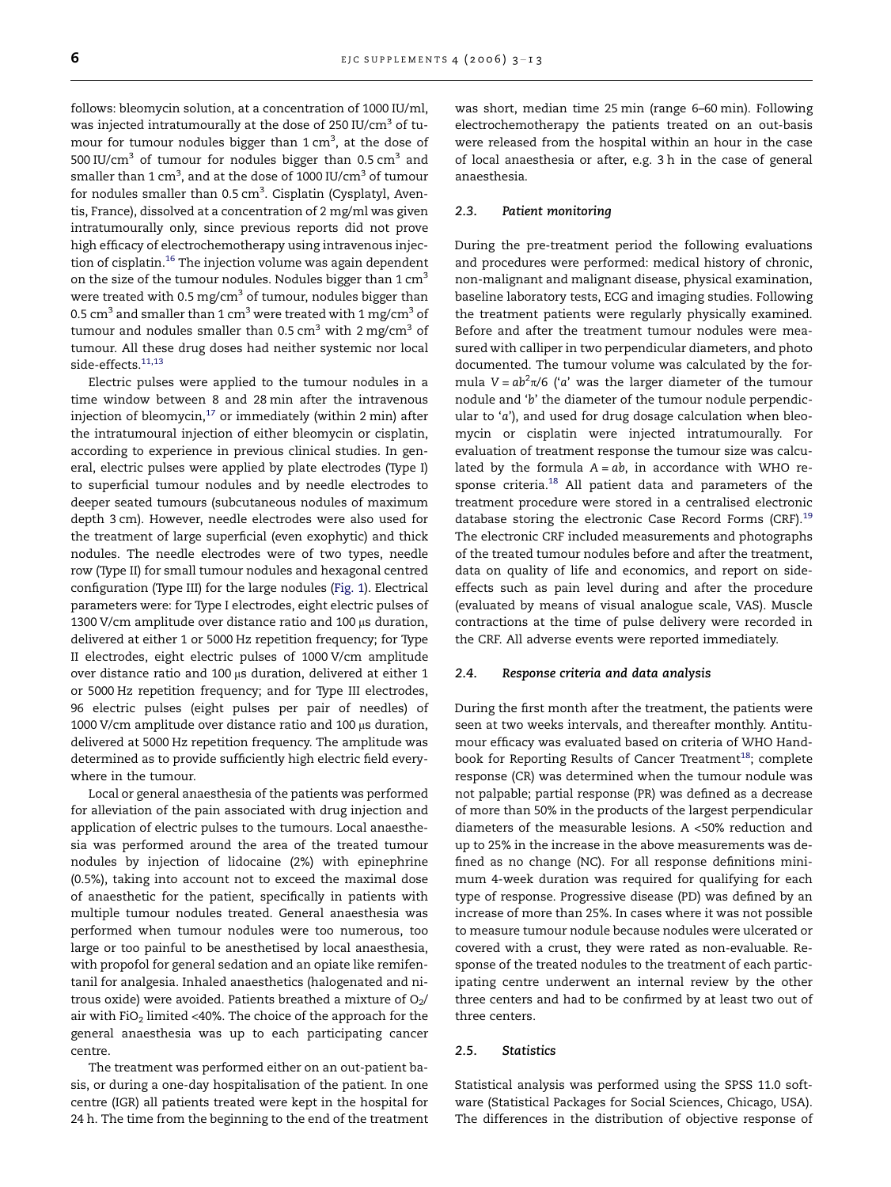follows: bleomycin solution, at a concentration of 1000 IU/ml, was injected intratumourally at the dose of 250 IU/$cm^3$ of tumour for tumour nodules bigger than 1 $cm^3$, at the dose of 500 IU/$cm^3$ of tumour for nodules bigger than 0.5 $cm^3$ and smaller than 1 $cm^3$, and at the dose of 1000 IU/$cm^3$ of tumour for nodules smaller than 0.5 $cm^3$. Cisplatin (Cysplatyl, Aventis, France), dissolved at a concentration of 2 mg/ml was given intratumourally only, since previous reports did not prove high efficacy of electrochemotherapy using intravenous injection of cisplatin.[16] The injection volume was again dependent on the size of the tumour nodules. Nodules bigger than 1 $cm^3$ were treated with 0.5 mg/$cm^3$ of tumour, nodules bigger than 0.5 $cm^3$ and smaller than 1 $cm^3$ were treated with 1 mg/$cm^3$ of tumour and nodules smaller than 0.5 $cm^3$ with 2 mg/$cm^3$ of tumour. All these drug doses had neither systemic nor local side-effects.[11,13]

Electric pulses were applied to the tumour nodules in a time window between 8 and 28 min after the intravenous injection of bleomycin,[17] or immediately (within 2 min) after the intratumoural injection of either bleomycin or cisplatin, according to experience in previous clinical studies. In general, electric pulses were applied by plate electrodes (Type I) to superficial tumour nodules and by needle electrodes to deeper seated tumours (subcutaneous nodules of maximum depth 3 cm). However, needle electrodes were also used for the treatment of large superficial (even exophytic) and thick nodules. The needle electrodes were of two types, needle row (Type II) for small tumour nodules and hexagonal centred configuration (Type III) for the large nodules (Fig. 1). Electrical parameters were: for Type I electrodes, eight electric pulses of 1300 V/cm amplitude over distance ratio and 100 μs duration, delivered at either 1 or 5000 Hz repetition frequency; for Type II electrodes, eight electric pulses of 1000 V/cm amplitude over distance ratio and 100 μs duration, delivered at either 1 or 5000 Hz repetition frequency; and for Type III electrodes, 96 electric pulses (eight pulses per pair of needles) of 1000 V/cm amplitude over distance ratio and 100 μs duration, delivered at 5000 Hz repetition frequency. The amplitude was determined as to provide sufficiently high electric field everywhere in the tumour.

Local or general anaesthesia of the patients was performed for alleviation of the pain associated with drug injection and application of electric pulses to the tumours. Local anaesthesia was performed around the area of the treated tumour nodules by injection of lidocaine (2%) with epinephrine (0.5%), taking into account not to exceed the maximal dose of anaesthetic for the patient, specifically in patients with multiple tumour nodules treated. General anaesthesia was performed when tumour nodules were too numerous, too large or too painful to be anesthetised by local anaesthesia, with propofol for general sedation and an opiate like remifentanil for analgesia. Inhaled anaesthetics (halogenated and nitrous oxide) were avoided. Patients breathed a mixture of $O_2$/air with $FiO_2$ limited <40%. The choice of the approach for the general anaesthesia was up to each participating cancer centre.

The treatment was performed either on an out-patient basis, or during a one-day hospitalisation of the patient. In one centre (IGR) all patients treated were kept in the hospital for 24 h. The time from the beginning to the end of the treatment was short, median time 25 min (range 6–60 min). Following electrochemotherapy the patients treated on an out-basis were released from the hospital within an hour in the case of local anaesthesia or after, e.g. 3 h in the case of general anaesthesia.

### 2.3. Patient monitoring

During the pre-treatment period the following evaluations and procedures were performed: medical history of chronic, non-malignant and malignant disease, physical examination, baseline laboratory tests, ECG and imaging studies. Following the treatment patients were regularly physically examined. Before and after the treatment tumour nodules were measured with calliper in two perpendicular diameters, and photo documented. The tumour volume was calculated by the formula $V = ab^2\pi/6$ ('$a$' was the larger diameter of the tumour nodule and '$b$' the diameter of the tumour nodule perpendicular to '$a$'), and used for drug dosage calculation when bleomycin or cisplatin were injected intratumourally. For evaluation of treatment response the tumour size was calculated by the formula $A = ab$, in accordance with WHO response criteria.[18] All patient data and parameters of the treatment procedure were stored in a centralised electronic database storing the electronic Case Record Forms (CRF).[19] The electronic CRF included measurements and photographs of the treated tumour nodules before and after the treatment, data on quality of life and economics, and report on side-effects such as pain level during and after the procedure (evaluated by means of visual analogue scale, VAS). Muscle contractions at the time of pulse delivery were recorded in the CRF. All adverse events were reported immediately.

### 2.4. Response criteria and data analysis

During the first month after the treatment, the patients were seen at two weeks intervals, and thereafter monthly. Antitumour efficacy was evaluated based on criteria of WHO Handbook for Reporting Results of Cancer Treatment[18]; complete response (CR) was determined when the tumour nodule was not palpable; partial response (PR) was defined as a decrease of more than 50% in the products of the largest perpendicular diameters of the measurable lesions. A <50% reduction and up to 25% in the increase in the above measurements was defined as no change (NC). For all response definitions minimum 4-week duration was required for qualifying for each type of response. Progressive disease (PD) was defined by an increase of more than 25%. In cases where it was not possible to measure tumour nodule because nodules were ulcerated or covered with a crust, they were rated as non-evaluable. Response of the treated nodules to the treatment of each participating centre underwent an internal review by the other three centers and had to be confirmed by at least two out of three centers.

### 2.5. Statistics

Statistical analysis was performed using the SPSS 11.0 software (Statistical Packages for Social Sciences, Chicago, USA). The differences in the distribution of objective response of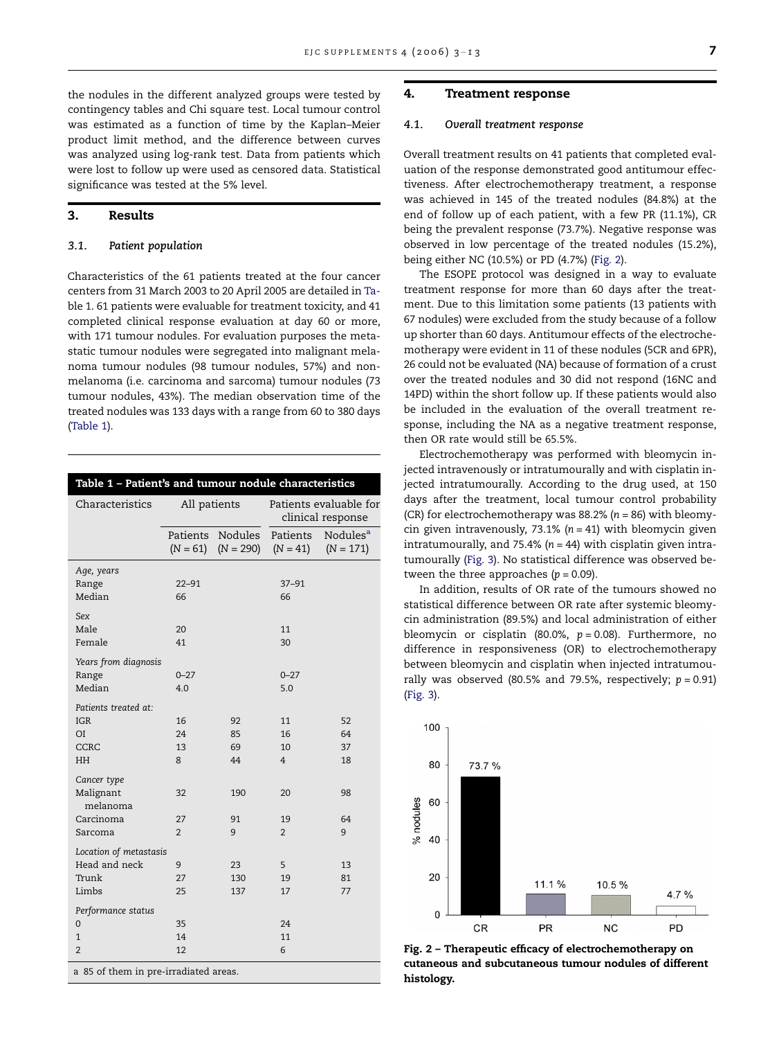the nodules in the different analyzed groups were tested by contingency tables and Chi square test. Local tumour control was estimated as a function of time by the Kaplan–Meier product limit method, and the difference between curves was analyzed using log-rank test. Data from patients which were lost to follow up were used as censored data. Statistical significance was tested at the 5% level.

## 3. Results

### 3.1. Patient population

Characteristics of the 61 patients treated at the four cancer centers from 31 March 2003 to 20 April 2005 are detailed in Table 1. 61 patients were evaluable for treatment toxicity, and 41 completed clinical response evaluation at day 60 or more, with 171 tumour nodules. For evaluation purposes the metastatic tumour nodules were segregated into malignant melanoma tumour nodules (98 tumour nodules, 57%) and non-melanoma (i.e. carcinoma and sarcoma) tumour nodules (73 tumour nodules, 43%). The median observation time of the treated nodules was 133 days with a range from 60 to 380 days (Table 1).

**Table 1 – Patient's and tumour nodule characteristics**

| Characteristics | All patients | | Patients evaluable for clinical response | |
|---|---|---|---|---|
| | Patients (N = 61) | Nodules (N = 290) | Patients (N = 41) | Nodules[a] (N = 171) |
| *Age, years* | | | | |
| Range | 22–91 | | 37–91 | |
| Median | 66 | | 66 | |
| *Sex* | | | | |
| Male | 20 | | 11 | |
| Female | 41 | | 30 | |
| *Years from diagnosis* | | | | |
| Range | 0–27 | | 0–27 | |
| Median | 4.0 | | 5.0 | |
| *Patients treated at:* | | | | |
| IGR | 16 | 92 | 11 | 52 |
| OI | 24 | 85 | 16 | 64 |
| CCRC | 13 | 69 | 10 | 37 |
| HH | 8 | 44 | 4 | 18 |
| *Cancer type* | | | | |
| Malignant melanoma | 32 | 190 | 20 | 98 |
| Carcinoma | 27 | 91 | 19 | 64 |
| Sarcoma | 2 | 9 | 2 | 9 |
| *Location of metastasis* | | | | |
| Head and neck | 9 | 23 | 5 | 13 |
| Trunk | 27 | 130 | 19 | 81 |
| Limbs | 25 | 137 | 17 | 77 |
| *Performance status* | | | | |
| 0 | 35 | | 24 | |
| 1 | 14 | | 11 | |
| 2 | 12 | | 6 | |

a 85 of them in pre-irradiated areas.

## 4. Treatment response

### 4.1. Overall treatment response

Overall treatment results on 41 patients that completed evaluation of the response demonstrated good antitumour effectiveness. After electrochemotherapy treatment, a response was achieved in 145 of the treated nodules (84.8%) at the end of follow up of each patient, with a few PR (11.1%), CR being the prevalent response (73.7%). Negative response was observed in low percentage of the treated nodules (15.2%), being either NC (10.5%) or PD (4.7%) (Fig. 2).

The ESOPE protocol was designed in a way to evaluate treatment response for more than 60 days after the treatment. Due to this limitation some patients (13 patients with 67 nodules) were excluded from the study because of a follow up shorter than 60 days. Antitumour effects of the electrochemotherapy were evident in 11 of these nodules (5CR and 6PR), 26 could not be evaluated (NA) because of formation of a crust over the treated nodules and 30 did not respond (16NC and 14PD) within the short follow up. If these patients would also be included in the evaluation of the overall treatment response, including the NA as a negative treatment response, then OR rate would still be 65.5%.

Electrochemotherapy was performed with bleomycin injected intravenously or intratumourally and with cisplatin injected intratumourally. According to the drug used, at 150 days after the treatment, local tumour control probability (CR) for electrochemotherapy was 88.2% ($n = 86$) with bleomycin given intravenously, 73.1% ($n = 41$) with bleomycin given intratumourally, and 75.4% ($n = 44$) with cisplatin given intratumourally (Fig. 3). No statistical difference was observed between the three approaches ($p = 0.09$).

In addition, results of OR rate of the tumours showed no statistical difference between OR rate after systemic bleomycin administration (89.5%) and local administration of either bleomycin or cisplatin (80.0%, $p = 0.08$). Furthermore, no difference in responsiveness (OR) to electrochemotherapy between bleomycin and cisplatin when injected intratumourally was observed (80.5% and 79.5%, respectively; $p = 0.91$) (Fig. 3).

**Fig. 2 – Therapeutic efficacy of electrochemotherapy on cutaneous and subcutaneous tumour nodules of different histology.**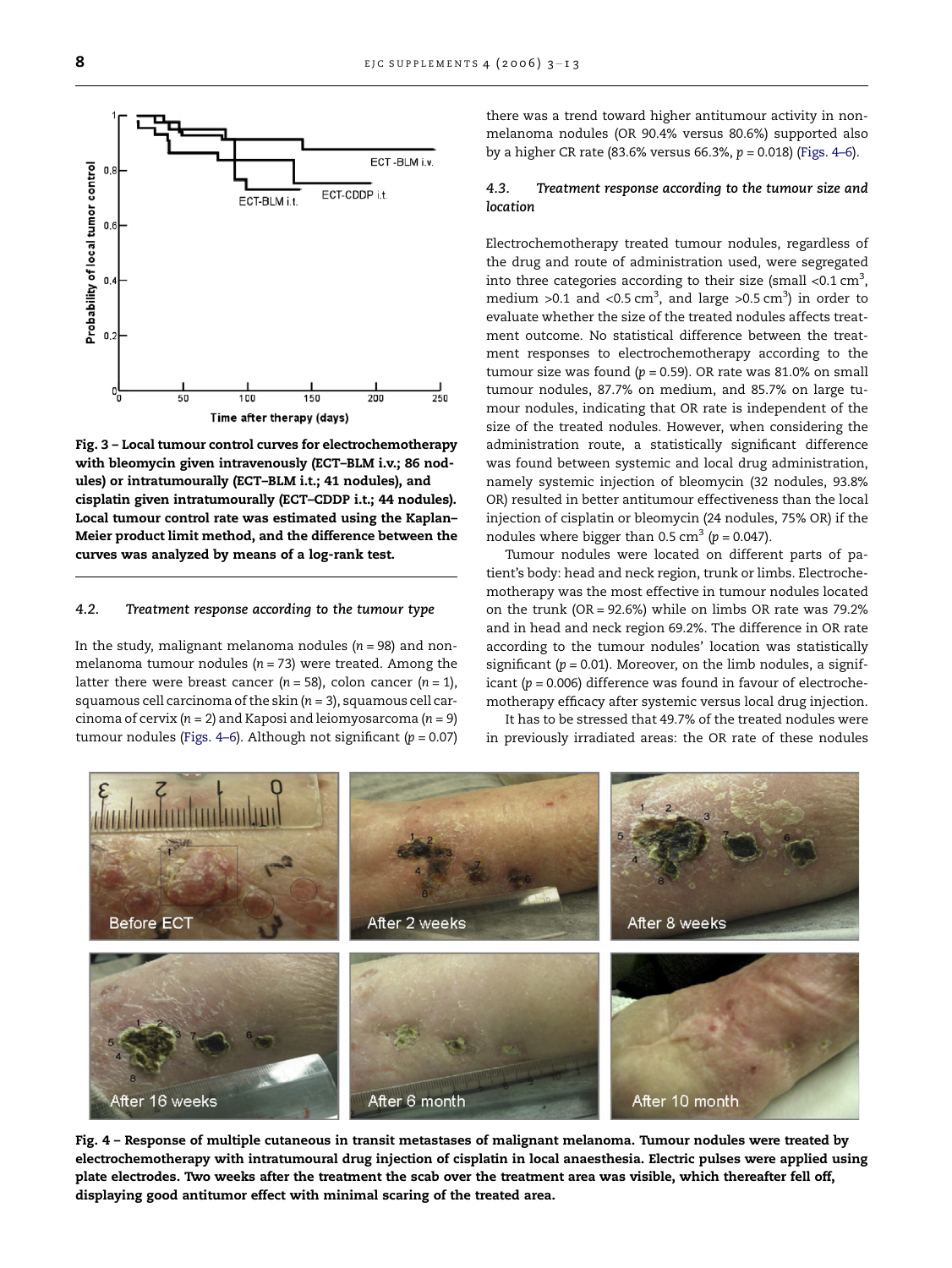Fig. 3 – Local tumour control curves for electrochemotherapy with bleomycin given intravenously (ECT–BLM i.v.; 86 nodules) or intratumourally (ECT–BLM i.t.; 41 nodules), and cisplatin given intratumourally (ECT–CDDP i.t.; 44 nodules). Local tumour control rate was estimated using the Kaplan–Meier product limit method, and the difference between the curves was analyzed by means of a log-rank test.

### 4.2. Treatment response according to the tumour type

In the study, malignant melanoma nodules ($n = 98$) and non-melanoma tumour nodules ($n = 73$) were treated. Among the latter there were breast cancer ($n = 58$), colon cancer ($n = 1$), squamous cell carcinoma of the skin ($n = 3$), squamous cell carcinoma of cervix ($n = 2$) and Kaposi and leiomyosarcoma ($n = 9$) tumour nodules (Figs. 4–6). Although not significant ($p = 0.07$) there was a trend toward higher antitumour activity in non-melanoma nodules (OR 90.4% versus 80.6%) supported also by a higher CR rate (83.6% versus 66.3%, $p = 0.018$) (Figs. 4–6).

### 4.3. Treatment response according to the tumour size and location

Electrochemotherapy treated tumour nodules, regardless of the drug and route of administration used, were segregated into three categories according to their size (small <0.1 $cm^3$, medium >0.1 and <0.5 $cm^3$, and large >0.5 $cm^3$) in order to evaluate whether the size of the treated nodules affects treatment outcome. No statistical difference between the treatment responses to electrochemotherapy according to the tumour size was found ($p = 0.59$). OR rate was 81.0% on small tumour nodules, 87.7% on medium, and 85.7% on large tumour nodules, indicating that OR rate is independent of the size of the treated nodules. However, when considering the administration route, a statistically significant difference was found between systemic and local drug administration, namely systemic injection of bleomycin (32 nodules, 93.8% OR) resulted in better antitumour effectiveness than the local injection of cisplatin or bleomycin (24 nodules, 75% OR) if the nodules where bigger than 0.5 $cm^3$ ($p = 0.047$).

Tumour nodules were located on different parts of patient's body: head and neck region, trunk or limbs. Electrochemotherapy was the most effective in tumour nodules located on the trunk (OR = 92.6%) while on limbs OR rate was 79.2% and in head and neck region 69.2%. The difference in OR rate according to the tumour nodules' location was statistically significant ($p = 0.01$). Moreover, on the limb nodules, a significant ($p = 0.006$) difference was found in favour of electrochemotherapy efficacy after systemic versus local drug injection.

It has to be stressed that 49.7% of the treated nodules were in previously irradiated areas: the OR rate of these nodules

Fig. 4 – Response of multiple cutaneous in transit metastases of malignant melanoma. Tumour nodules were treated by electrochemotherapy with intratumoural drug injection of cisplatin in local anaesthesia. Electric pulses were applied using plate electrodes. Two weeks after the treatment the scab over the treatment area was visible, which thereafter fell off, displaying good antitumor effect with minimal scaring of the treated area.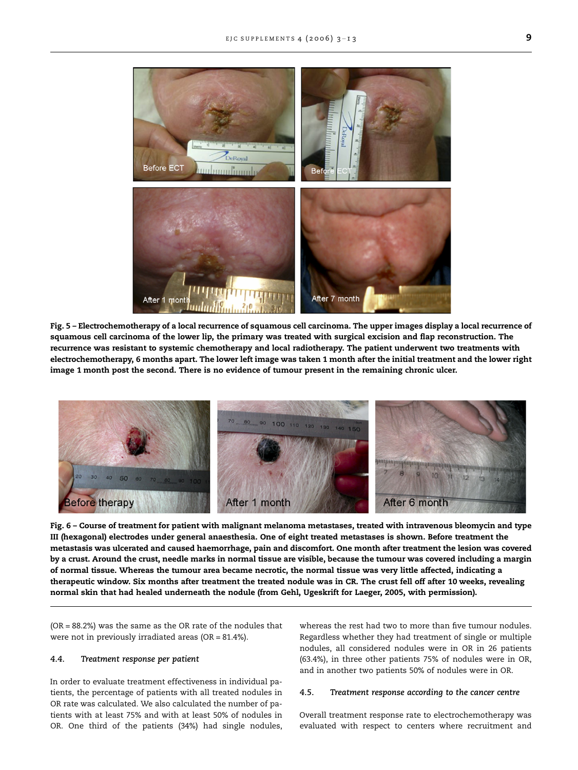**Fig. 5 – Electrochemotherapy of a local recurrence of squamous cell carcinoma. The upper images display a local recurrence of squamous cell carcinoma of the lower lip, the primary was treated with surgical excision and flap reconstruction. The recurrence was resistant to systemic chemotherapy and local radiotherapy. The patient underwent two treatments with electrochemotherapy, 6 months apart. The lower left image was taken 1 month after the initial treatment and the lower right image 1 month post the second. There is no evidence of tumour present in the remaining chronic ulcer.**

**Fig. 6 – Course of treatment for patient with malignant melanoma metastases, treated with intravenous bleomycin and type III (hexagonal) electrodes under general anaesthesia. One of eight treated metastases is shown. Before treatment the metastasis was ulcerated and caused haemorrhage, pain and discomfort. One month after treatment the lesion was covered by a crust. Around the crust, needle marks in normal tissue are visible, because the tumour was covered including a margin of normal tissue. Whereas the tumour area became necrotic, the normal tissue was very little affected, indicating a therapeutic window. Six months after treatment the treated nodule was in CR. The crust fell off after 10 weeks, revealing normal skin that had healed underneath the nodule (from Gehl, Ugeskrift for Laeger, 2005, with permission).**

(OR = 88.2%) was the same as the OR rate of the nodules that were not in previously irradiated areas (OR = 81.4%).

### 4.4. *Treatment response per patient*

In order to evaluate treatment effectiveness in individual patients, the percentage of patients with all treated nodules in OR rate was calculated. We also calculated the number of patients with at least 75% and with at least 50% of nodules in OR. One third of the patients (34%) had single nodules, whereas the rest had two to more than five tumour nodules. Regardless whether they had treatment of single or multiple nodules, all considered nodules were in OR in 26 patients (63.4%), in three other patients 75% of nodules were in OR, and in another two patients 50% of nodules were in OR.

### 4.5. *Treatment response according to the cancer centre*

Overall treatment response rate to electrochemotherapy was evaluated with respect to centers where recruitment and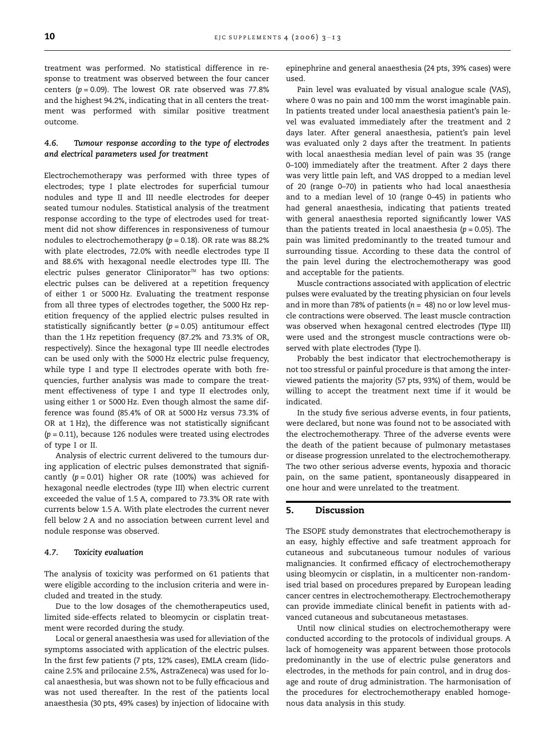treatment was performed. No statistical difference in response to treatment was observed between the four cancer centers ($p = 0.09$). The lowest OR rate observed was 77.8% and the highest 94.2%, indicating that in all centers the treatment was performed with similar positive treatment outcome.

### 4.6. *Tumour response according to the type of electrodes and electrical parameters used for treatment*

Electrochemotherapy was performed with three types of electrodes; type I plate electrodes for superficial tumour nodules and type II and III needle electrodes for deeper seated tumour nodules. Statistical analysis of the treatment response according to the type of electrodes used for treatment did not show differences in responsiveness of tumour nodules to electrochemotherapy ($p = 0.18$). OR rate was 88.2% with plate electrodes, 72.0% with needle electrodes type II and 88.6% with hexagonal needle electrodes type III. The electric pulses generator Cliniporator™ has two options: electric pulses can be delivered at a repetition frequency of either 1 or 5000 Hz. Evaluating the treatment response from all three types of electrodes together, the 5000 Hz repetition frequency of the applied electric pulses resulted in statistically significantly better ($p = 0.05$) antitumour effect than the 1 Hz repetition frequency (87.2% and 73.3% of OR, respectively). Since the hexagonal type III needle electrodes can be used only with the 5000 Hz electric pulse frequency, while type I and type II electrodes operate with both frequencies, further analysis was made to compare the treatment effectiveness of type I and type II electrodes only, using either 1 or 5000 Hz. Even though almost the same difference was found (85.4% of OR at 5000 Hz versus 73.3% of OR at 1 Hz), the difference was not statistically significant ($p = 0.11$), because 126 nodules were treated using electrodes of type I or II.

Analysis of electric current delivered to the tumours during application of electric pulses demonstrated that significantly ($p = 0.01$) higher OR rate (100%) was achieved for hexagonal needle electrodes (type III) when electric current exceeded the value of 1.5 A, compared to 73.3% OR rate with currents below 1.5 A. With plate electrodes the current never fell below 2 A and no association between current level and nodule response was observed.

### 4.7. *Toxicity evaluation*

The analysis of toxicity was performed on 61 patients that were eligible according to the inclusion criteria and were included and treated in the study.

Due to the low dosages of the chemotherapeutics used, limited side-effects related to bleomycin or cisplatin treatment were recorded during the study.

Local or general anaesthesia was used for alleviation of the symptoms associated with application of the electric pulses. In the first few patients (7 pts, 12% cases), EMLA cream (lidocaine 2.5% and prilocaine 2.5%, AstraZeneca) was used for local anaesthesia, but was shown not to be fully efficacious and was not used thereafter. In the rest of the patients local anaesthesia (30 pts, 49% cases) by injection of lidocaine with epinephrine and general anaesthesia (24 pts, 39% cases) were used.

Pain level was evaluated by visual analogue scale (VAS), where 0 was no pain and 100 mm the worst imaginable pain. In patients treated under local anaesthesia patient's pain level was evaluated immediately after the treatment and 2 days later. After general anaesthesia, patient's pain level was evaluated only 2 days after the treatment. In patients with local anaesthesia median level of pain was 35 (range 0–100) immediately after the treatment. After 2 days there was very little pain left, and VAS dropped to a median level of 20 (range 0–70) in patients who had local anaesthesia and to a median level of 10 (range 0–45) in patients who had general anaesthesia, indicating that patients treated with general anaesthesia reported significantly lower VAS than the patients treated in local anaesthesia ($p = 0.05$). The pain was limited predominantly to the treated tumour and surrounding tissue. According to these data the control of the pain level during the electrochemotherapy was good and acceptable for the patients.

Muscle contractions associated with application of electric pulses were evaluated by the treating physician on four levels and in more than 78% of patients ($n = 48$) no or low level muscle contractions were observed. The least muscle contraction was observed when hexagonal centred electrodes (Type III) were used and the strongest muscle contractions were observed with plate electrodes (Type I).

Probably the best indicator that electrochemotherapy is not too stressful or painful procedure is that among the interviewed patients the majority (57 pts, 93%) of them, would be willing to accept the treatment next time if it would be indicated.

In the study five serious adverse events, in four patients, were declared, but none was found not to be associated with the electrochemotherapy. Three of the adverse events were the death of the patient because of pulmonary metastases or disease progression unrelated to the electrochemotherapy. The two other serious adverse events, hypoxia and thoracic pain, on the same patient, spontaneously disappeared in one hour and were unrelated to the treatment.

## 5. Discussion

The ESOPE study demonstrates that electrochemotherapy is an easy, highly effective and safe treatment approach for cutaneous and subcutaneous tumour nodules of various malignancies. It confirmed efficacy of electrochemotherapy using bleomycin or cisplatin, in a multicenter non-randomised trial based on procedures prepared by European leading cancer centres in electrochemotherapy. Electrochemotherapy can provide immediate clinical benefit in patients with advanced cutaneous and subcutaneous metastases.

Until now clinical studies on electrochemotherapy were conducted according to the protocols of individual groups. A lack of homogeneity was apparent between those protocols predominantly in the use of electric pulse generators and electrodes, in the methods for pain control, and in drug dosage and route of drug administration. The harmonisation of the procedures for electrochemotherapy enabled homogenous data analysis in this study.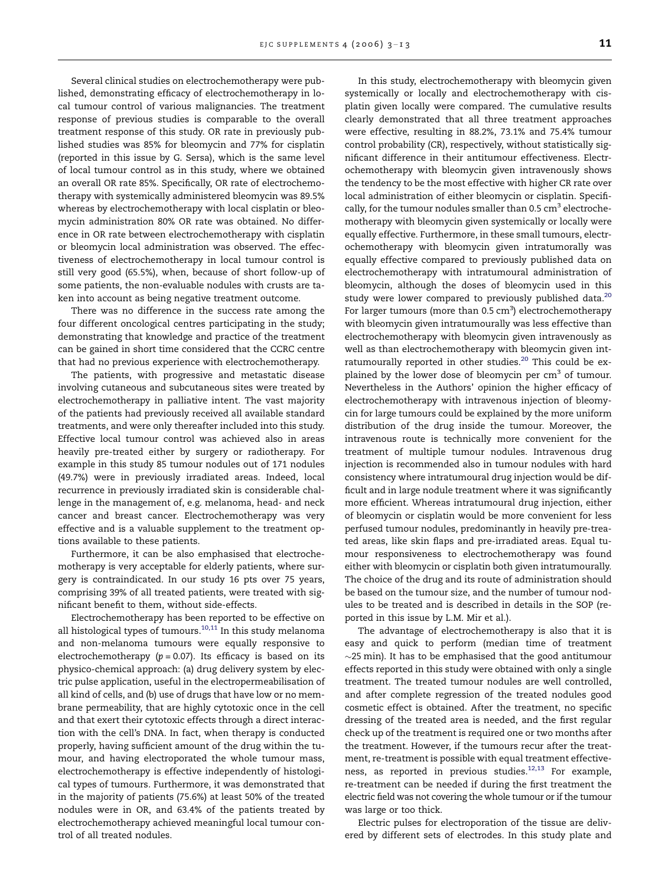Several clinical studies on electrochemotherapy were published, demonstrating efficacy of electrochemotherapy in local tumour control of various malignancies. The treatment response of previous studies is comparable to the overall treatment response of this study. OR rate in previously published studies was 85% for bleomycin and 77% for cisplatin (reported in this issue by G. Sersa), which is the same level of local tumour control as in this study, where we obtained an overall OR rate 85%. Specifically, OR rate of electrochemotherapy with systemically administered bleomycin was 89.5% whereas by electrochemotherapy with local cisplatin or bleomycin administration 80% OR rate was obtained. No difference in OR rate between electrochemotherapy with cisplatin or bleomycin local administration was observed. The effectiveness of electrochemotherapy in local tumour control is still very good (65.5%), when, because of short follow-up of some patients, the non-evaluable nodules with crusts are taken into account as being negative treatment outcome.

There was no difference in the success rate among the four different oncological centres participating in the study; demonstrating that knowledge and practice of the treatment can be gained in short time considered that the CCRC centre that had no previous experience with electrochemotherapy.

The patients, with progressive and metastatic disease involving cutaneous and subcutaneous sites were treated by electrochemotherapy in palliative intent. The vast majority of the patients had previously received all available standard treatments, and were only thereafter included into this study. Effective local tumour control was achieved also in areas heavily pre-treated either by surgery or radiotherapy. For example in this study 85 tumour nodules out of 171 nodules (49.7%) were in previously irradiated areas. Indeed, local recurrence in previously irradiated skin is considerable challenge in the management of, e.g. melanoma, head- and neck cancer and breast cancer. Electrochemotherapy was very effective and is a valuable supplement to the treatment options available to these patients.

Furthermore, it can be also emphasised that electrochemotherapy is very acceptable for elderly patients, where surgery is contraindicated. In our study 16 pts over 75 years, comprising 39% of all treated patients, were treated with significant benefit to them, without side-effects.

Electrochemotherapy has been reported to be effective on all histological types of tumours.[10,11] In this study melanoma and non-melanoma tumours were equally responsive to electrochemotherapy ($p = 0.07$). Its efficacy is based on its physico-chemical approach: (a) drug delivery system by electric pulse application, useful in the electropermeabilisation of all kind of cells, and (b) use of drugs that have low or no membrane permeability, that are highly cytotoxic once in the cell and that exert their cytotoxic effects through a direct interaction with the cell's DNA. In fact, when therapy is conducted properly, having sufficient amount of the drug within the tumour, and having electroporated the whole tumour mass, electrochemotherapy is effective independently of histological types of tumours. Furthermore, it was demonstrated that in the majority of patients (75.6%) at least 50% of the treated nodules were in OR, and 63.4% of the patients treated by electrochemotherapy achieved meaningful local tumour control of all treated nodules.

In this study, electrochemotherapy with bleomycin given systemically or locally and electrochemotherapy with cisplatin given locally were compared. The cumulative results clearly demonstrated that all three treatment approaches were effective, resulting in 88.2%, 73.1% and 75.4% tumour control probability (CR), respectively, without statistically significant difference in their antitumour effectiveness. Electrochemotherapy with bleomycin given intravenously shows the tendency to be the most effective with higher CR rate over local administration of either bleomycin or cisplatin. Specifically, for the tumour nodules smaller than 0.5 $cm^3$ electrochemotherapy with bleomycin given systemically or locally were equally effective. Furthermore, in these small tumours, electrochemotherapy with bleomycin given intratumorally was equally effective compared to previously published data on electrochemotherapy with intratumoural administration of bleomycin, although the doses of bleomycin used in this study were lower compared to previously published data.[20] For larger tumours (more than 0.5 $cm^3$) electrochemotherapy with bleomycin given intratumourally was less effective than electrochemotherapy with bleomycin given intravenously as well as than electrochemotherapy with bleomycin given intratumourally reported in other studies.[20] This could be explained by the lower dose of bleomycin per $cm^3$ of tumour. Nevertheless in the Authors' opinion the higher efficacy of electrochemotherapy with intravenous injection of bleomycin for large tumours could be explained by the more uniform distribution of the drug inside the tumour. Moreover, the intravenous route is technically more convenient for the treatment of multiple tumour nodules. Intravenous drug injection is recommended also in tumour nodules with hard consistency where intratumoural drug injection would be difficult and in large nodule treatment where it was significantly more efficient. Whereas intratumoural drug injection, either of bleomycin or cisplatin would be more convenient for less perfused tumour nodules, predominantly in heavily pre-treated areas, like skin flaps and pre-irradiated areas. Equal tumour responsiveness to electrochemotherapy was found either with bleomycin or cisplatin both given intratumourally. The choice of the drug and its route of administration should be based on the tumour size, and the number of tumour nodules to be treated and is described in details in the SOP (reported in this issue by L.M. Mir et al.).

The advantage of electrochemotherapy is also that it is easy and quick to perform (median time of treatment ~25 min). It has to be emphasised that the good antitumour effects reported in this study were obtained with only a single treatment. The treated tumour nodules are well controlled, and after complete regression of the treated nodules good cosmetic effect is obtained. After the treatment, no specific dressing of the treated area is needed, and the first regular check up of the treatment is required one or two months after the treatment. However, if the tumours recur after the treatment, re-treatment is possible with equal treatment effectiveness, as reported in previous studies.[12,13] For example, re-treatment can be needed if during the first treatment the electric field was not covering the whole tumour or if the tumour was large or too thick.

Electric pulses for electroporation of the tissue are delivered by different sets of electrodes. In this study plate and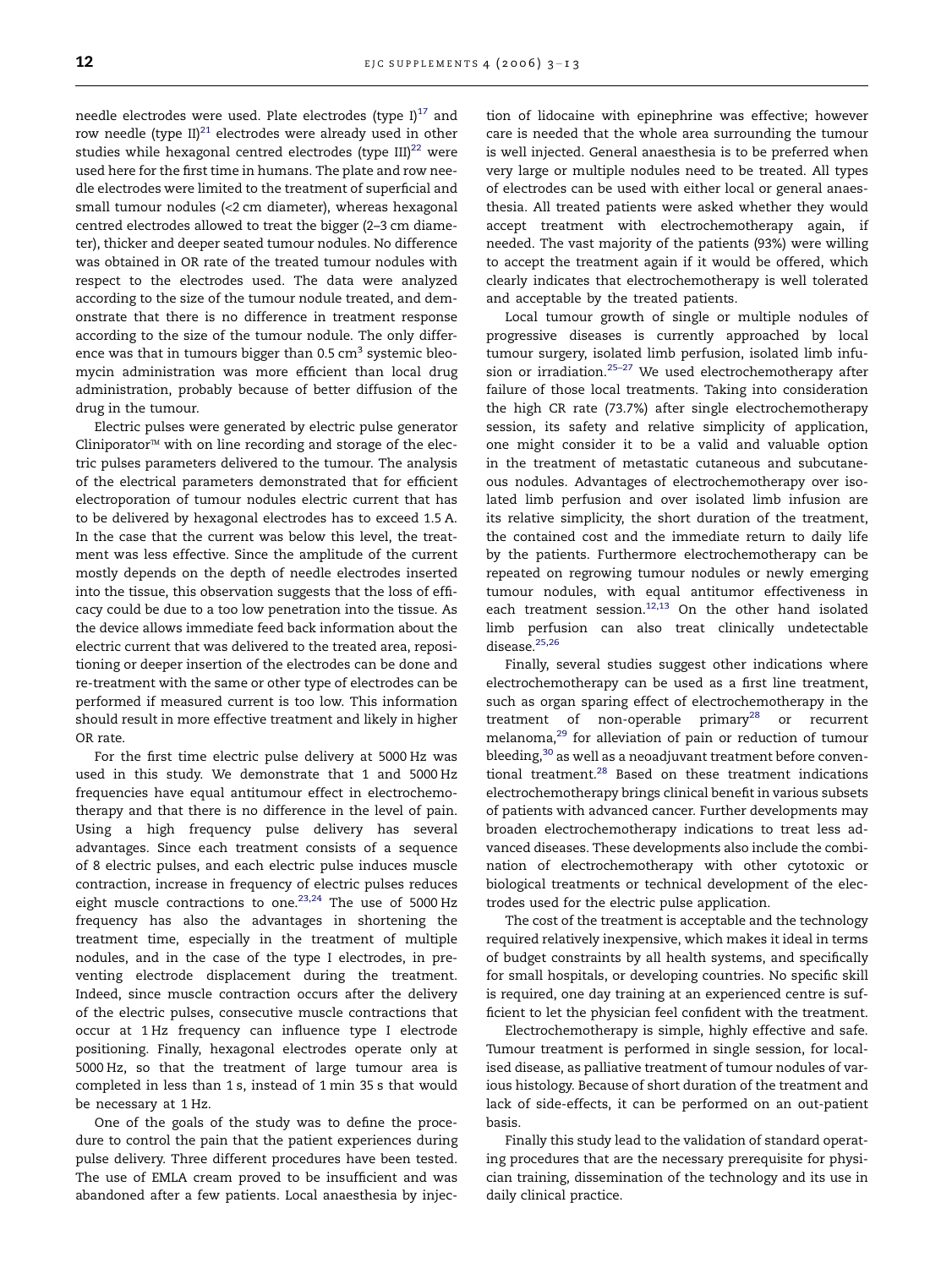needle electrodes were used. Plate electrodes (type I)[17] and row needle (type II)[21] electrodes were already used in other studies while hexagonal centred electrodes (type III)[22] were used here for the first time in humans. The plate and row needle electrodes were limited to the treatment of superficial and small tumour nodules (<2 cm diameter), whereas hexagonal centred electrodes allowed to treat the bigger (2–3 cm diameter), thicker and deeper seated tumour nodules. No difference was obtained in OR rate of the treated tumour nodules with respect to the electrodes used. The data were analyzed according to the size of the tumour nodule treated, and demonstrate that there is no difference in treatment response according to the size of the tumour nodule. The only difference was that in tumours bigger than 0.5 $cm^3$ systemic bleomycin administration was more efficient than local drug administration, probably because of better diffusion of the drug in the tumour.

Electric pulses were generated by electric pulse generator Cliniporator™ with on line recording and storage of the electric pulses parameters delivered to the tumour. The analysis of the electrical parameters demonstrated that for efficient electroporation of tumour nodules electric current that has to be delivered by hexagonal electrodes has to exceed 1.5 A. In the case that the current was below this level, the treatment was less effective. Since the amplitude of the current mostly depends on the depth of needle electrodes inserted into the tissue, this observation suggests that the loss of efficacy could be due to a too low penetration into the tissue. As the device allows immediate feed back information about the electric current that was delivered to the treated area, repositioning or deeper insertion of the electrodes can be done and re-treatment with the same or other type of electrodes can be performed if measured current is too low. This information should result in more effective treatment and likely in higher OR rate.

For the first time electric pulse delivery at 5000 Hz was used in this study. We demonstrate that 1 and 5000 Hz frequencies have equal antitumour effect in electrochemotherapy and that there is no difference in the level of pain. Using a high frequency pulse delivery has several advantages. Since each treatment consists of a sequence of 8 electric pulses, and each electric pulse induces muscle contraction, increase in frequency of electric pulses reduces eight muscle contractions to one.[23,24] The use of 5000 Hz frequency has also the advantages in shortening the treatment time, especially in the treatment of multiple nodules, and in the case of the type I electrodes, in preventing electrode displacement during the treatment. Indeed, since muscle contraction occurs after the delivery of the electric pulses, consecutive muscle contractions that occur at 1 Hz frequency can influence type I electrode positioning. Finally, hexagonal electrodes operate only at 5000 Hz, so that the treatment of large tumour area is completed in less than 1 s, instead of 1 min 35 s that would be necessary at 1 Hz.

One of the goals of the study was to define the procedure to control the pain that the patient experiences during pulse delivery. Three different procedures have been tested. The use of EMLA cream proved to be insufficient and was abandoned after a few patients. Local anaesthesia by injection of lidocaine with epinephrine was effective; however care is needed that the whole area surrounding the tumour is well injected. General anaesthesia is to be preferred when very large or multiple nodules need to be treated. All types of electrodes can be used with either local or general anaesthesia. All treated patients were asked whether they would accept treatment with electrochemotherapy again, if needed. The vast majority of the patients (93%) were willing to accept the treatment again if it would be offered, which clearly indicates that electrochemotherapy is well tolerated and acceptable by the treated patients.

Local tumour growth of single or multiple nodules of progressive diseases is currently approached by local tumour surgery, isolated limb perfusion, isolated limb infusion or irradiation.[25–27] We used electrochemotherapy after failure of those local treatments. Taking into consideration the high CR rate (73.7%) after single electrochemotherapy session, its safety and relative simplicity of application, one might consider it to be a valid and valuable option in the treatment of metastatic cutaneous and subcutaneous nodules. Advantages of electrochemotherapy over isolated limb perfusion and over isolated limb infusion are its relative simplicity, the short duration of the treatment, the contained cost and the immediate return to daily life by the patients. Furthermore electrochemotherapy can be repeated on regrowing tumour nodules or newly emerging tumour nodules, with equal antitumor effectiveness in each treatment session.[12,13] On the other hand isolated limb perfusion can also treat clinically undetectable disease.[25,26]

Finally, several studies suggest other indications where electrochemotherapy can be used as a first line treatment, such as organ sparing effect of electrochemotherapy in the treatment of non-operable primary[28] or recurrent melanoma,[29] for alleviation of pain or reduction of tumour bleeding,[30] as well as a neoadjuvant treatment before conventional treatment.[28] Based on these treatment indications electrochemotherapy brings clinical benefit in various subsets of patients with advanced cancer. Further developments may broaden electrochemotherapy indications to treat less advanced diseases. These developments also include the combination of electrochemotherapy with other cytotoxic or biological treatments or technical development of the electrodes used for the electric pulse application.

The cost of the treatment is acceptable and the technology required relatively inexpensive, which makes it ideal in terms of budget constraints by all health systems, and specifically for small hospitals, or developing countries. No specific skill is required, one day training at an experienced centre is sufficient to let the physician feel confident with the treatment.

Electrochemotherapy is simple, highly effective and safe. Tumour treatment is performed in single session, for localised disease, as palliative treatment of tumour nodules of various histology. Because of short duration of the treatment and lack of side-effects, it can be performed on an out-patient basis.

Finally this study lead to the validation of standard operating procedures that are the necessary prerequisite for physician training, dissemination of the technology and its use in daily clinical practice.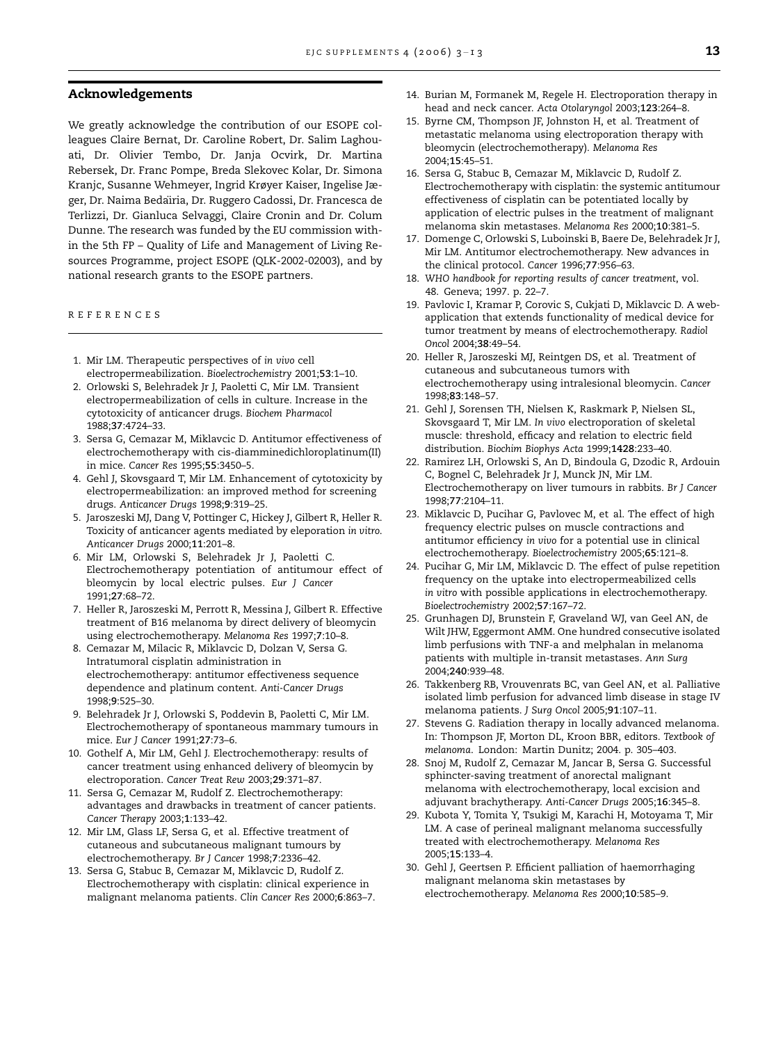## Acknowledgements

We greatly acknowledge the contribution of our ESOPE colleagues Claire Bernat, Dr. Caroline Robert, Dr. Salim Laghouati, Dr. Olivier Tembo, Dr. Janja Ocvirk, Dr. Martina Rebersek, Dr. Franc Pompe, Breda Slekovec Kolar, Dr. Simona Kranjc, Susanne Wehmeyer, Ingrid Krøyer Kaiser, Ingelise Jæger, Dr. Naima Bedaïria, Dr. Ruggero Cadossi, Dr. Francesca de Terlizzi, Dr. Gianluca Selvaggi, Claire Cronin and Dr. Colum Dunne. The research was funded by the EU commission within the 5th FP – Quality of Life and Management of Living Resources Programme, project ESOPE (QLK-2002-02003), and by national research grants to the ESOPE partners.

## REFERENCES

1. Mir LM. Therapeutic perspectives of *in vivo* cell electropermeabilization. *Bioelectrochemistry* 2001;**53**:1–10.
2. Orlowski S, Belehradek Jr J, Paoletti C, Mir LM. Transient electropermeabilization of cells in culture. Increase in the cytotoxicity of anticancer drugs. *Biochem Pharmacol* 1988;**37**:4724–33.
3. Sersa G, Cemazar M, Miklavcic D. Antitumor effectiveness of electrochemotherapy with cis-diamminedichloroplatinum(II) in mice. *Cancer Res* 1995;**55**:3450–5.
4. Gehl J, Skovsgaard T, Mir LM. Enhancement of cytotoxicity by electropermeabilization: an improved method for screening drugs. *Anticancer Drugs* 1998;**9**:319–25.
5. Jaroszeski MJ, Dang V, Pottinger C, Hickey J, Gilbert R, Heller R. Toxicity of anticancer agents mediated by eleporation *in vitro*. *Anticancer Drugs* 2000;**11**:201–8.
6. Mir LM, Orlowski S, Belehradek Jr J, Paoletti C. Electrochemotherapy potentiation of antitumour effect of bleomycin by local electric pulses. *Eur J Cancer* 1991;**27**:68–72.
7. Heller R, Jaroszeski M, Perrott R, Messina J, Gilbert R. Effective treatment of B16 melanoma by direct delivery of bleomycin using electrochemotherapy. *Melanoma Res* 1997;**7**:10–8.
8. Cemazar M, Milacic R, Miklavcic D, Dolzan V, Sersa G. Intratumoral cisplatin administration in electrochemotherapy: antitumor effectiveness sequence dependence and platinum content. *Anti-Cancer Drugs* 1998;**9**:525–30.
9. Belehradek Jr J, Orlowski S, Poddevin B, Paoletti C, Mir LM. Electrochemotherapy of spontaneous mammary tumours in mice. *Eur J Cancer* 1991;**27**:73–6.
10. Gothelf A, Mir LM, Gehl J. Electrochemotherapy: results of cancer treatment using enhanced delivery of bleomycin by electroporation. *Cancer Treat Rew* 2003;**29**:371–87.
11. Sersa G, Cemazar M, Rudolf Z. Electrochemotherapy: advantages and drawbacks in treatment of cancer patients. *Cancer Therapy* 2003;**1**:133–42.
12. Mir LM, Glass LF, Sersa G, et al. Effective treatment of cutaneous and subcutaneous malignant tumours by electrochemotherapy. *Br J Cancer* 1998;**7**:2336–42.
13. Sersa G, Stabuc B, Cemazar M, Miklavcic D, Rudolf Z. Electrochemotherapy with cisplatin: clinical experience in malignant melanoma patients. *Clin Cancer Res* 2000;**6**:863–7.
14. Burian M, Formanek M, Regele H. Electroporation therapy in head and neck cancer. *Acta Otolaryngol* 2003;**123**:264–8.
15. Byrne CM, Thompson JF, Johnston H, et al. Treatment of metastatic melanoma using electroporation therapy with bleomycin (electrochemotherapy). *Melanoma Res* 2004;**15**:45–51.
16. Sersa G, Stabuc B, Cemazar M, Miklavcic D, Rudolf Z. Electrochemotherapy with cisplatin: the systemic antitumour effectiveness of cisplatin can be potentiated locally by application of electric pulses in the treatment of malignant melanoma skin metastases. *Melanoma Res* 2000;**10**:381–5.
17. Domenge C, Orlowski S, Luboinski B, Baere De, Belehradek Jr J, Mir LM. Antitumor electrochemotherapy. New advances in the clinical protocol. *Cancer* 1996;**77**:956–63.
18. *WHO handbook for reporting results of cancer treatment*, vol. 48. Geneva; 1997. p. 22–7.
19. Pavlovic I, Kramar P, Corovic S, Cukjati D, Miklavcic D. A web-application that extends functionality of medical device for tumor treatment by means of electrochemotherapy. *Radiol Oncol* 2004;**38**:49–54.
20. Heller R, Jaroszeski MJ, Reintgen DS, et al. Treatment of cutaneous and subcutaneous tumors with electrochemotherapy using intralesional bleomycin. *Cancer* 1998;**83**:148–57.
21. Gehl J, Sorensen TH, Nielsen K, Raskmark P, Nielsen SL, Skovsgaard T, Mir LM. *In vivo* electroporation of skeletal muscle: threshold, efficacy and relation to electric field distribution. *Biochim Biophys Acta* 1999;**1428**:233–40.
22. Ramirez LH, Orlowski S, An D, Bindoula G, Dzodic R, Ardouin C, Bognel C, Belehradek Jr J, Munck JN, Mir LM. Electrochemotherapy on liver tumours in rabbits. *Br J Cancer* 1998;**77**:2104–11.
23. Miklavcic D, Pucihar G, Pavlovec M, et al. The effect of high frequency electric pulses on muscle contractions and antitumor efficiency *in vivo* for a potential use in clinical electrochemotherapy. *Bioelectrochemistry* 2005;**65**:121–8.
24. Pucihar G, Mir LM, Miklavcic D. The effect of pulse repetition frequency on the uptake into electropermeabilized cells *in vitro* with possible applications in electrochemotherapy. *Bioelectrochemistry* 2002;**57**:167–72.
25. Grunhagen DJ, Brunstein F, Graveland WJ, van Geel AN, de Wilt JHW, Eggermont AMM. One hundred consecutive isolated limb perfusions with TNF-a and melphalan in melanoma patients with multiple in-transit metastases. *Ann Surg* 2004;**240**:939–48.
26. Takkenberg RB, Vrouvenrats BC, van Geel AN, et al. Palliative isolated limb perfusion for advanced limb disease in stage IV melanoma patients. *J Surg Oncol* 2005;**91**:107–11.
27. Stevens G. Radiation therapy in locally advanced melanoma. In: Thompson JF, Morton DL, Kroon BBR, editors. *Textbook of melanoma*. London: Martin Dunitz; 2004. p. 305–403.
28. Snoj M, Rudolf Z, Cemazar M, Jancar B, Sersa G. Successful sphincter-saving treatment of anorectal malignant melanoma with electrochemotherapy, local excision and adjuvant brachytherapy. *Anti-Cancer Drugs* 2005;**16**:345–8.
29. Kubota Y, Tomita Y, Tsukigi M, Karachi H, Motoyama T, Mir LM. A case of perineal malignant melanoma successfully treated with electrochemotherapy. *Melanoma Res* 2005;**15**:133–4.
30. Gehl J, Geertsen P. Efficient palliation of haemorrhaging malignant melanoma skin metastases by electrochemotherapy. *Melanoma Res* 2000;**10**:585–9.